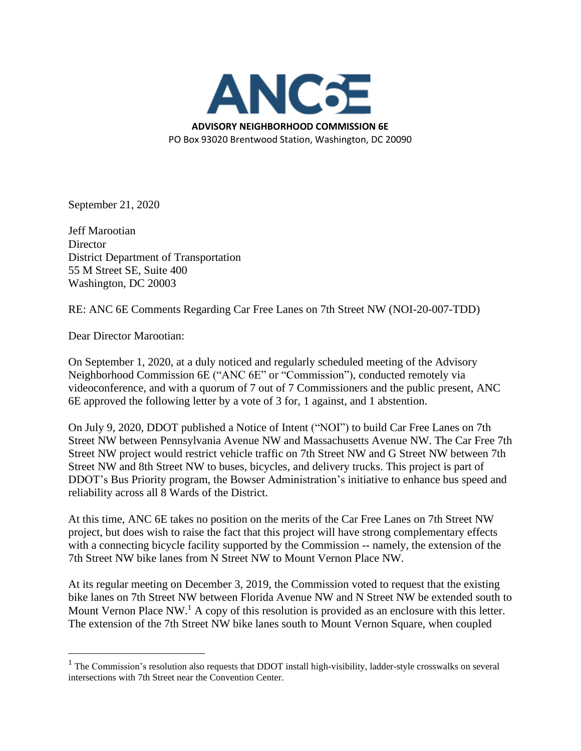# ANC6E

**ADVISORY NEIGHBORHOOD COMMISSION 6E**
PO Box 93020 Brentwood Station, Washington, DC 20090

September 21, 2020

Jeff Marootian
Director
District Department of Transportation
55 M Street SE, Suite 400
Washington, DC 20003

RE: ANC 6E Comments Regarding Car Free Lanes on 7th Street NW (NOI-20-007-TDD)

Dear Director Marootian:

On September 1, 2020, at a duly noticed and regularly scheduled meeting of the Advisory Neighborhood Commission 6E ("ANC 6E" or "Commission"), conducted remotely via videoconference, and with a quorum of 7 out of 7 Commissioners and the public present, ANC 6E approved the following letter by a vote of 3 for, 1 against, and 1 abstention.

On July 9, 2020, DDOT published a Notice of Intent ("NOI") to build Car Free Lanes on 7th Street NW between Pennsylvania Avenue NW and Massachusetts Avenue NW. The Car Free 7th Street NW project would restrict vehicle traffic on 7th Street NW and G Street NW between 7th Street NW and 8th Street NW to buses, bicycles, and delivery trucks. This project is part of DDOT's Bus Priority program, the Bowser Administration's initiative to enhance bus speed and reliability across all 8 Wards of the District.

At this time, ANC 6E takes no position on the merits of the Car Free Lanes on 7th Street NW project, but does wish to raise the fact that this project will have strong complementary effects with a connecting bicycle facility supported by the Commission -- namely, the extension of the 7th Street NW bike lanes from N Street NW to Mount Vernon Place NW.

At its regular meeting on December 3, 2019, the Commission voted to request that the existing bike lanes on 7th Street NW between Florida Avenue NW and N Street NW be extended south to Mount Vernon Place NW.[1] A copy of this resolution is provided as an enclosure with this letter. The extension of the 7th Street NW bike lanes south to Mount Vernon Square, when coupled

[1] The Commission's resolution also requests that DDOT install high-visibility, ladder-style crosswalks on several intersections with 7th Street near the Convention Center.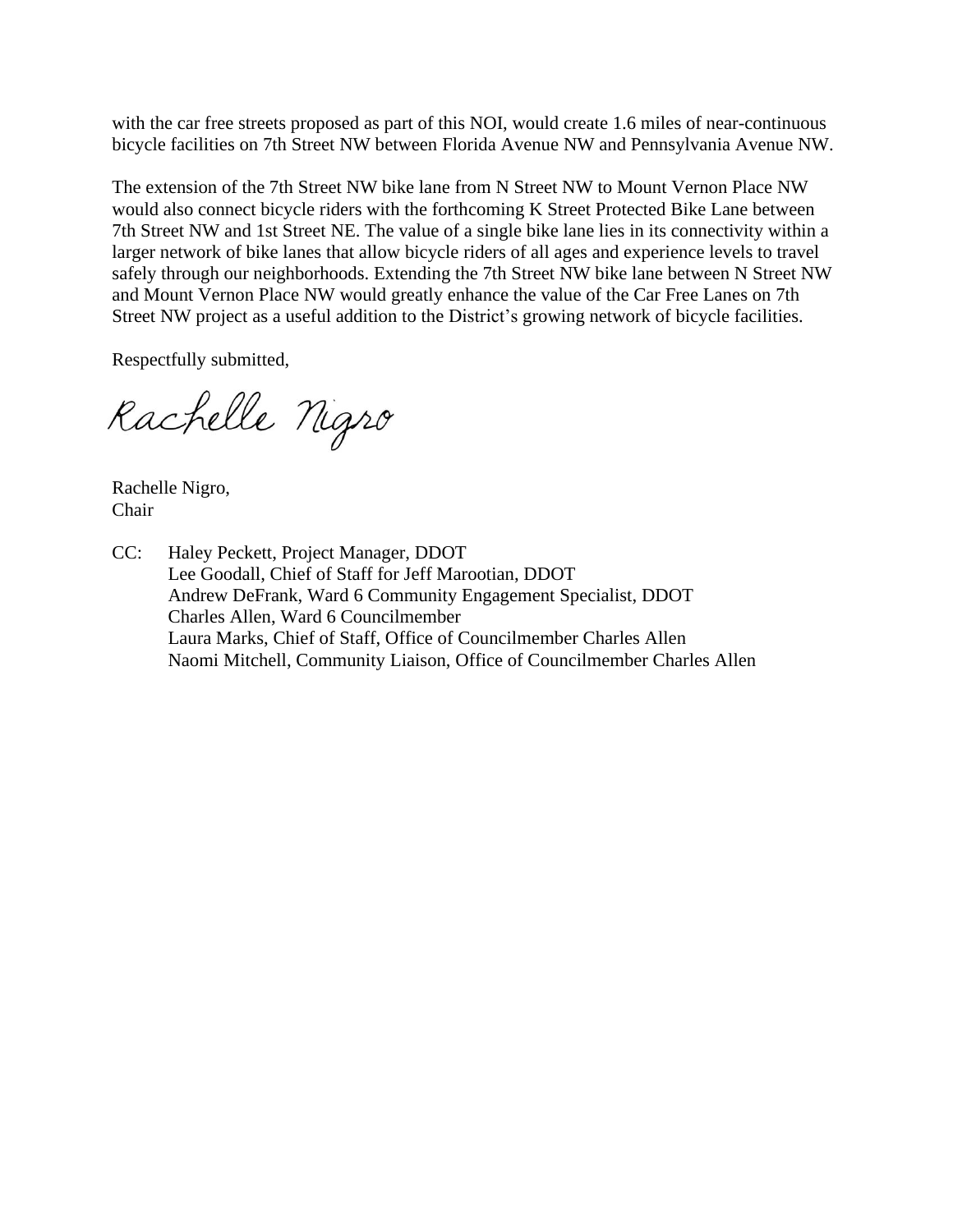with the car free streets proposed as part of this NOI, would create 1.6 miles of near-continuous bicycle facilities on 7th Street NW between Florida Avenue NW and Pennsylvania Avenue NW.

The extension of the 7th Street NW bike lane from N Street NW to Mount Vernon Place NW would also connect bicycle riders with the forthcoming K Street Protected Bike Lane between 7th Street NW and 1st Street NE. The value of a single bike lane lies in its connectivity within a larger network of bike lanes that allow bicycle riders of all ages and experience levels to travel safely through our neighborhoods. Extending the 7th Street NW bike lane between N Street NW and Mount Vernon Place NW would greatly enhance the value of the Car Free Lanes on 7th Street NW project as a useful addition to the District's growing network of bicycle facilities.

Respectfully submitted,

Rachelle Nigro

Rachelle Nigro,
Chair

CC: Haley Peckett, Project Manager, DDOT
Lee Goodall, Chief of Staff for Jeff Marootian, DDOT
Andrew DeFrank, Ward 6 Community Engagement Specialist, DDOT
Charles Allen, Ward 6 Councilmember
Laura Marks, Chief of Staff, Office of Councilmember Charles Allen
Naomi Mitchell, Community Liaison, Office of Councilmember Charles Allen